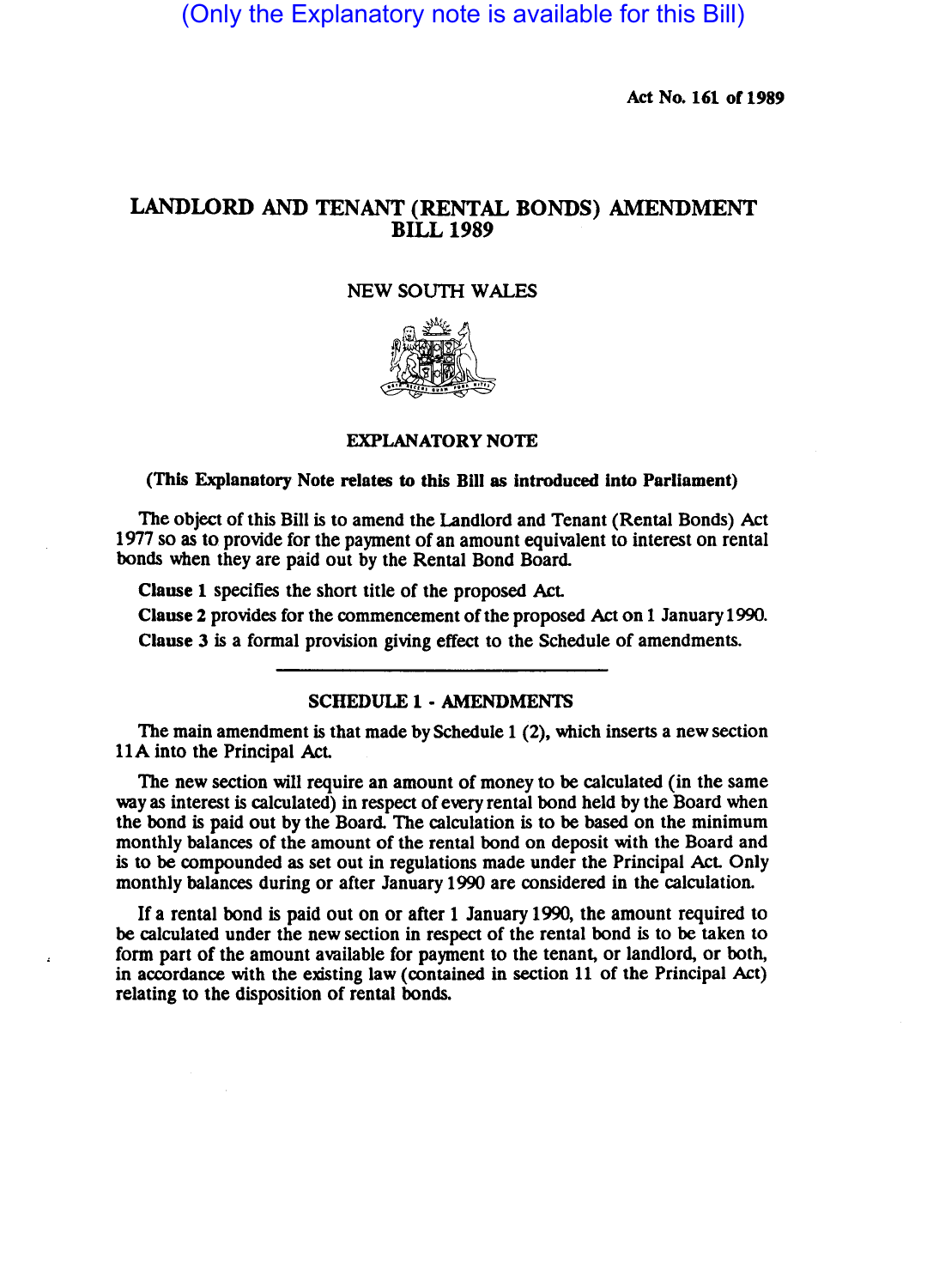(Only the Explanatory note is available for this Bill)

Act No. 161 of 1989

# LANDLORD AND TENANT (RENTAL BONDS) AMENDMENT BILL 1989

NEW SOUTH WALES

## EXPLANATORY NOTE

**(This Explanatory Note relates to this Bill as introduced into Parliament)**

The object of this Bill is to amend the Landlord and Tenant (Rental Bonds) Act 1977 so as to provide for the payment of an amount equivalent to interest on rental bonds when they are paid out by the Rental Bond Board.

**Clause 1** specifies the short title of the proposed Act.

**Clause 2** provides for the commencement of the proposed Act on 1 January 1990.

**Clause 3** is a formal provision giving effect to the Schedule of amendments.

## SCHEDULE 1 - AMENDMENTS

The main amendment is that made by Schedule 1 (2), which inserts a new section 11A into the Principal Act.

The new section will require an amount of money to be calculated (in the same way as interest is calculated) in respect of every rental bond held by the Board when the bond is paid out by the Board. The calculation is to be based on the minimum monthly balances of the amount of the rental bond on deposit with the Board and is to be compounded as set out in regulations made under the Principal Act. Only monthly balances during or after January 1990 are considered in the calculation.

If a rental bond is paid out on or after 1 January 1990, the amount required to be calculated under the new section in respect of the rental bond is to be taken to form part of the amount available for payment to the tenant, or landlord, or both, in accordance with the existing law (contained in section 11 of the Principal Act) relating to the disposition of rental bonds.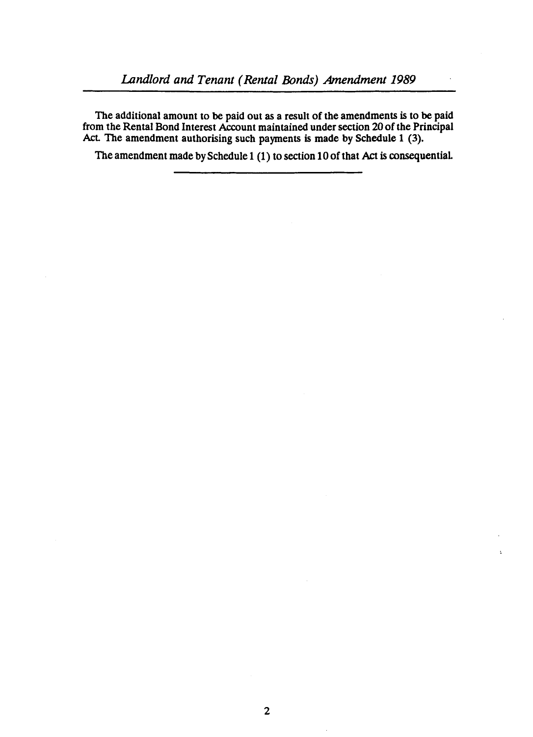The additional amount to be paid out as a result of the amendments is to be paid from the Rental Bond Interest Account maintained under section 20 of the Principal Act. The amendment authorising such payments is made by Schedule 1 (3).

The amendment made by Schedule 1 (1) to section 10 of that Act is consequential.